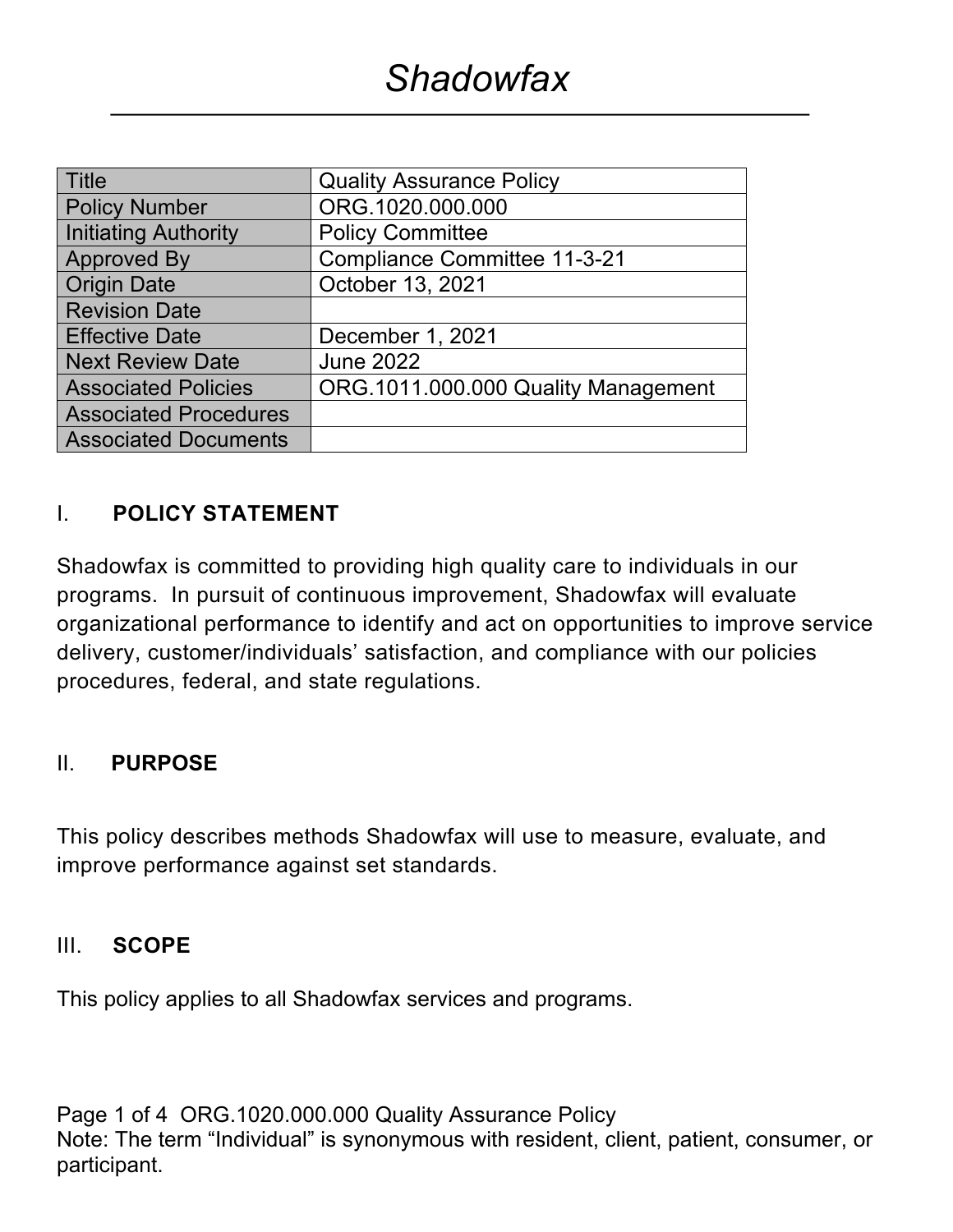# *Shadowfax*

| Title | Quality Assurance Policy |
|---|---|
| Policy Number | ORG.1020.000.000 |
| Initiating Authority | Policy Committee |
| Approved By | Compliance Committee 11-3-21 |
| Origin Date | October 13, 2021 |
| Revision Date | |
| Effective Date | December 1, 2021 |
| Next Review Date | June 2022 |
| Associated Policies | ORG.1011.000.000 Quality Management |
| Associated Procedures | |
| Associated Documents | |

## I. POLICY STATEMENT

Shadowfax is committed to providing high quality care to individuals in our programs. In pursuit of continuous improvement, Shadowfax will evaluate organizational performance to identify and act on opportunities to improve service delivery, customer/individuals' satisfaction, and compliance with our policies procedures, federal, and state regulations.

## II. PURPOSE

This policy describes methods Shadowfax will use to measure, evaluate, and improve performance against set standards.

## III. SCOPE

This policy applies to all Shadowfax services and programs.

Note: The term "Individual" is synonymous with resident, client, patient, consumer, or participant.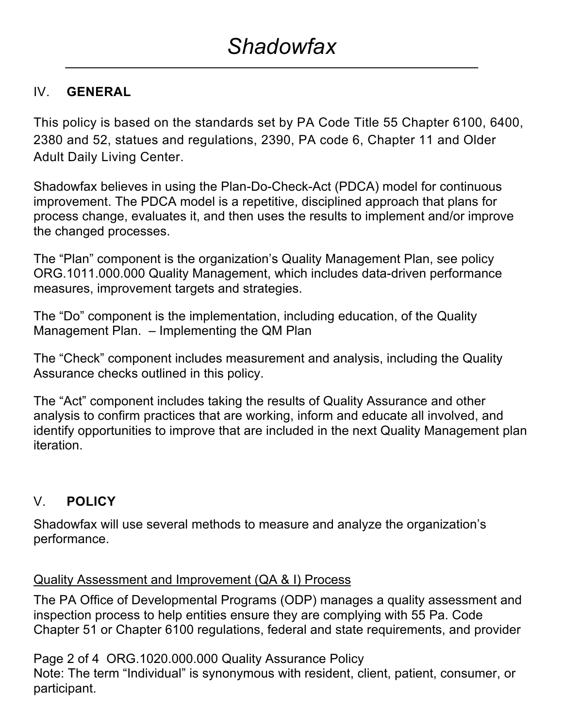## IV. GENERAL

This policy is based on the standards set by PA Code Title 55 Chapter 6100, 6400, 2380 and 52, statues and regulations, 2390, PA code 6, Chapter 11 and Older Adult Daily Living Center.

Shadowfax believes in using the Plan-Do-Check-Act (PDCA) model for continuous improvement. The PDCA model is a repetitive, disciplined approach that plans for process change, evaluates it, and then uses the results to implement and/or improve the changed processes.

The "Plan" component is the organization's Quality Management Plan, see policy ORG.1011.000.000 Quality Management, which includes data-driven performance measures, improvement targets and strategies.

The "Do" component is the implementation, including education, of the Quality Management Plan. – Implementing the QM Plan

The "Check" component includes measurement and analysis, including the Quality Assurance checks outlined in this policy.

The "Act" component includes taking the results of Quality Assurance and other analysis to confirm practices that are working, inform and educate all involved, and identify opportunities to improve that are included in the next Quality Management plan iteration.

## V. POLICY

Shadowfax will use several methods to measure and analyze the organization's performance.

Quality Assessment and Improvement (QA & I) Process

The PA Office of Developmental Programs (ODP) manages a quality assessment and inspection process to help entities ensure they are complying with 55 Pa. Code Chapter 51 or Chapter 6100 regulations, federal and state requirements, and provider

Note: The term "Individual" is synonymous with resident, client, patient, consumer, or participant.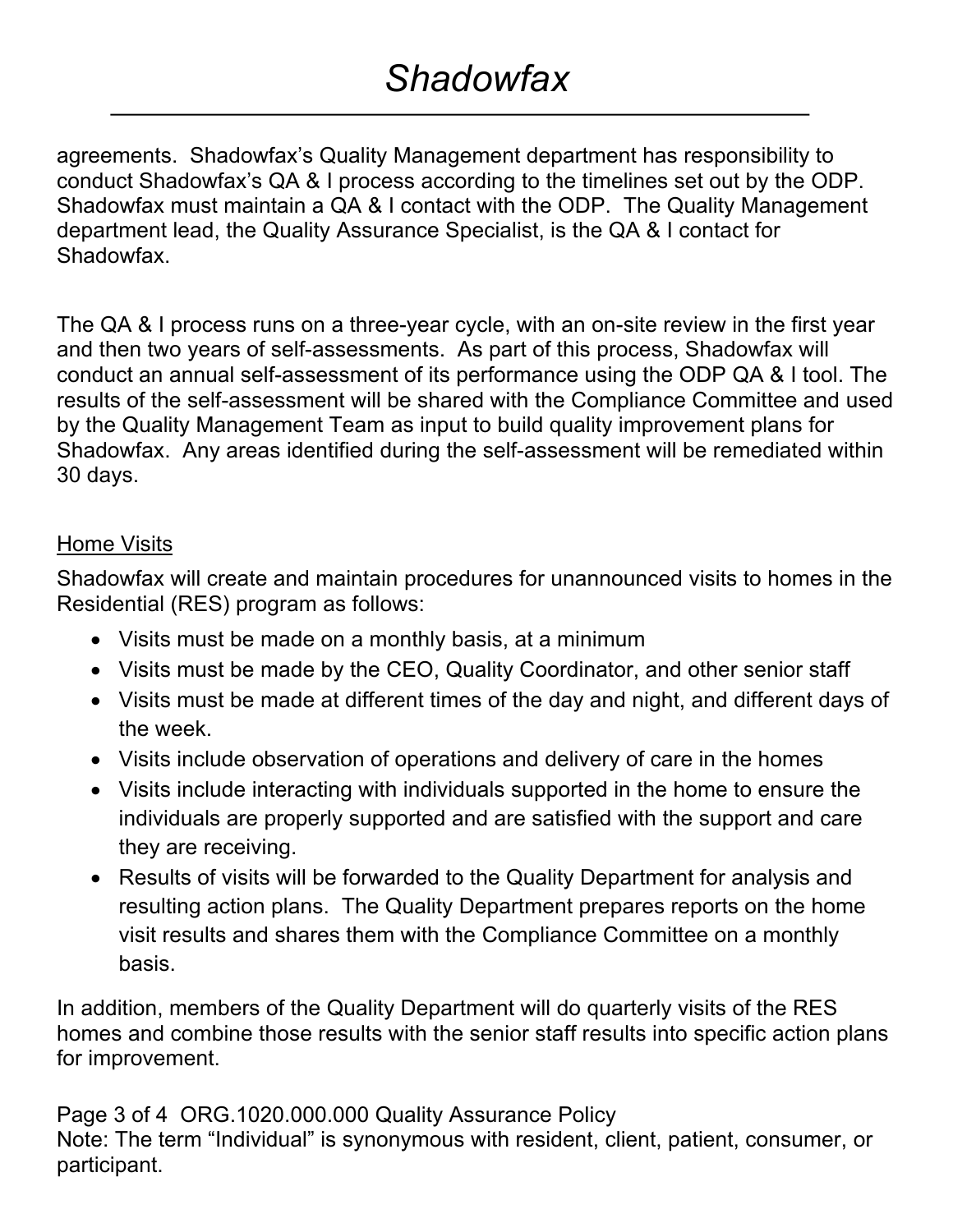agreements. Shadowfax's Quality Management department has responsibility to conduct Shadowfax's QA & I process according to the timelines set out by the ODP. Shadowfax must maintain a QA & I contact with the ODP. The Quality Management department lead, the Quality Assurance Specialist, is the QA & I contact for Shadowfax.

The QA & I process runs on a three-year cycle, with an on-site review in the first year and then two years of self-assessments. As part of this process, Shadowfax will conduct an annual self-assessment of its performance using the ODP QA & I tool. The results of the self-assessment will be shared with the Compliance Committee and used by the Quality Management Team as input to build quality improvement plans for Shadowfax. Any areas identified during the self-assessment will be remediated within 30 days.

<u>Home Visits</u>

Shadowfax will create and maintain procedures for unannounced visits to homes in the Residential (RES) program as follows:

- Visits must be made on a monthly basis, at a minimum
- Visits must be made by the CEO, Quality Coordinator, and other senior staff
- Visits must be made at different times of the day and night, and different days of the week.
- Visits include observation of operations and delivery of care in the homes
- Visits include interacting with individuals supported in the home to ensure the individuals are properly supported and are satisfied with the support and care they are receiving.
- Results of visits will be forwarded to the Quality Department for analysis and resulting action plans. The Quality Department prepares reports on the home visit results and shares them with the Compliance Committee on a monthly basis.

In addition, members of the Quality Department will do quarterly visits of the RES homes and combine those results with the senior staff results into specific action plans for improvement.

Note: The term "Individual" is synonymous with resident, client, patient, consumer, or participant.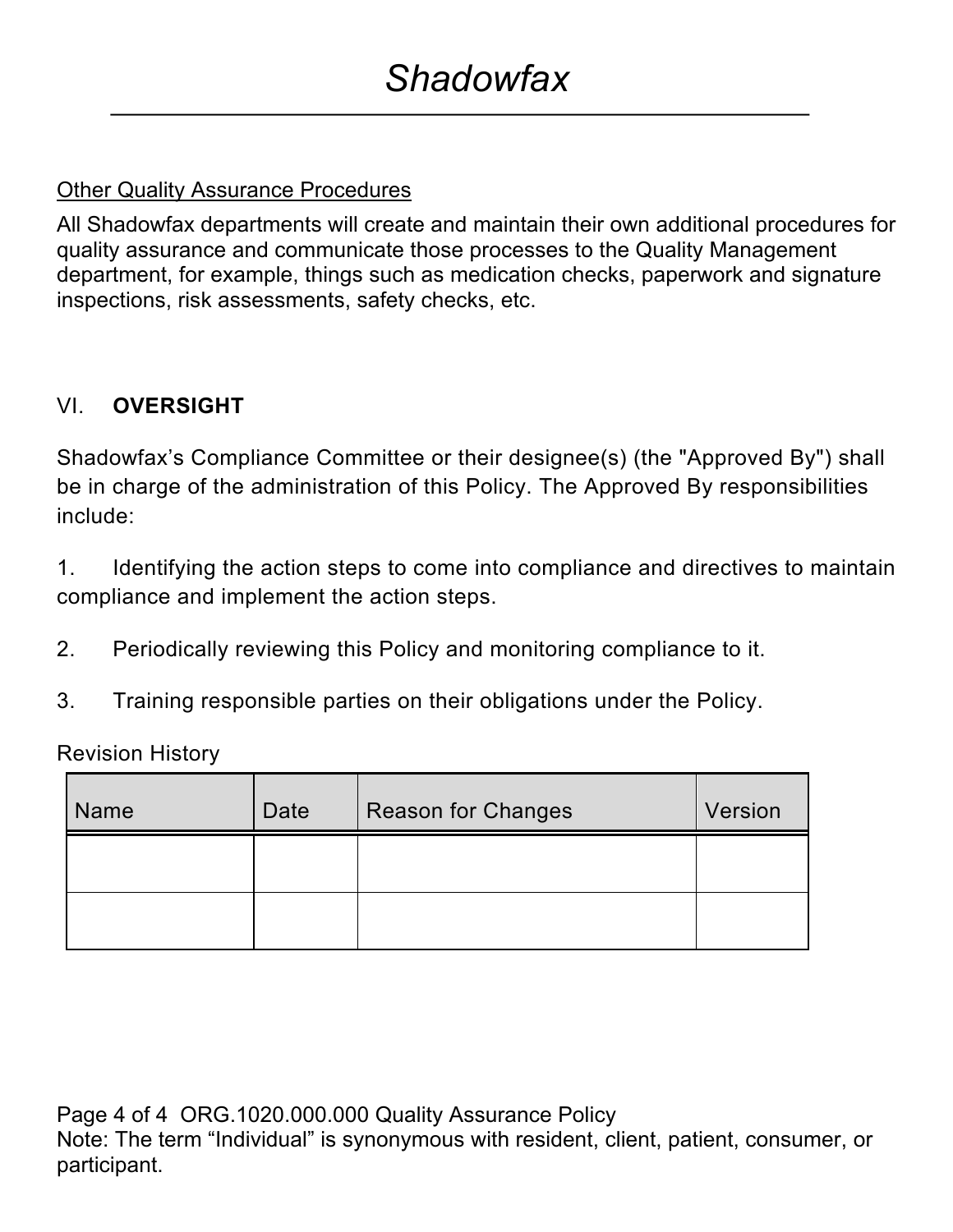Other Quality Assurance Procedures

All Shadowfax departments will create and maintain their own additional procedures for quality assurance and communicate those processes to the Quality Management department, for example, things such as medication checks, paperwork and signature inspections, risk assessments, safety checks, etc.

## VI. **OVERSIGHT**

Shadowfax's Compliance Committee or their designee(s) (the "Approved By") shall be in charge of the administration of this Policy. The Approved By responsibilities include:

1. Identifying the action steps to come into compliance and directives to maintain compliance and implement the action steps.

2. Periodically reviewing this Policy and monitoring compliance to it.

3. Training responsible parties on their obligations under the Policy.

Revision History

| Name | Date | Reason for Changes | Version |
|---|---|---|---|
| | | | |
| | | | |

Note: The term "Individual" is synonymous with resident, client, patient, consumer, or participant.